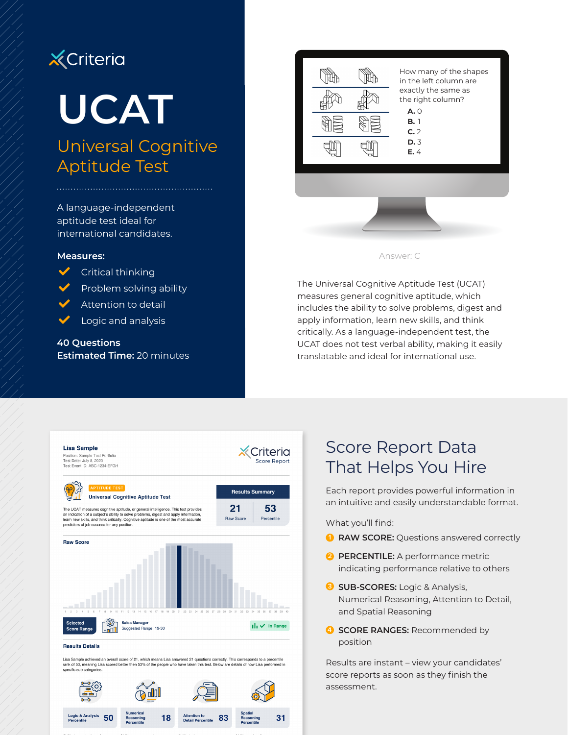Criteria

# UCAT

## Universal Cognitive Aptitude Test

A language-independent aptitude test ideal for international candidates.

**Measures:**

- Critical thinking
- Problem solving ability
- Attention to detail
- Logic and analysis

**40 Questions**
**Estimated Time:** 20 minutes

How many of the shapes in the left column are exactly the same as the right column?

**A.** 0
**B.** 1
**C.** 2
**D.** 3
**E.** 4

Answer: C

The Universal Cognitive Aptitude Test (UCAT) measures general cognitive aptitude, which includes the ability to solve problems, digest and apply information, learn new skills, and think critically. As a language-independent test, the UCAT does not test verbal ability, making it easily translatable and ideal for international use.

**Lisa Sample**
Position: Sample Test Portfolio
Test Date: July 8, 2020
Test Event ID: ABC-1234-EFGH

Criteria
Score Report

APTITUDE TEST
**Universal Cognitive Aptitude Test**

The UCAT measures cognitive aptitude, or general intelligence. This test provides an indication of a subject's ability to solve problems, digest and apply information, learn new skills, and think critically. Cognitive aptitude is one of the most accurate predictors of job success for any position.

| Results Summary | |
|---|---|
| 21 | 53 |
| Raw Score | Percentile |

**Raw Score**

Selected Score Range — Sales Manager, Suggested Range: 19-30 — In Range

**Results Details**

Lisa Sample achieved an overall score of 21, which means Lisa answered 21 questions correctly. This corresponds to a percentile rank of 53, meaning Lisa scored better than 53% of the people who have taken this test. Below are details of how Lisa performed in specific sub categories.

| Logic & Analysis Percentile | Numerical Reasoning Percentile | Attention to Detail Percentile | Spatial Reasoning Percentile |
|---|---|---|---|
| 50 | 18 | 83 | 31 |

# Score Report Data That Helps You Hire

Each report provides powerful information in an intuitive and easily understandable format.

What you'll find:

1. **RAW SCORE:** Questions answered correctly
2. **PERCENTILE:** A performance metric indicating performance relative to others
3. **SUB-SCORES:** Logic & Analysis, Numerical Reasoning, Attention to Detail, and Spatial Reasoning
4. **SCORE RANGES:** Recommended by position

Results are instant – view your candidates' score reports as soon as they finish the assessment.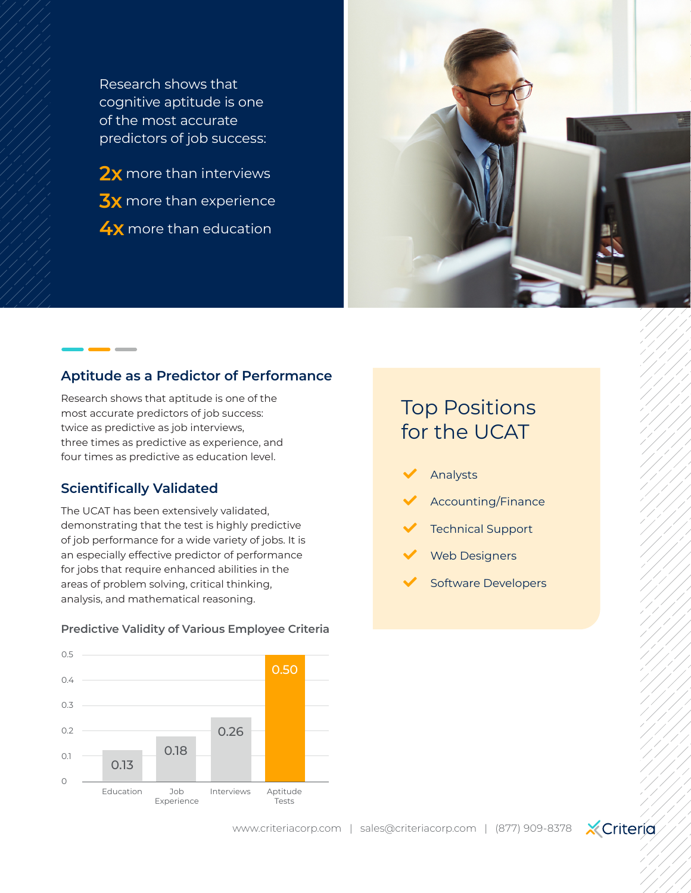Research shows that cognitive aptitude is one of the most accurate predictors of job success:

**2x** more than interviews

**3x** more than experience

**4x** more than education

## Aptitude as a Predictor of Performance

Research shows that aptitude is one of the most accurate predictors of job success: twice as predictive as job interviews, three times as predictive as experience, and four times as predictive as education level.

## Scientifically Validated

The UCAT has been extensively validated, demonstrating that the test is highly predictive of job performance for a wide variety of jobs. It is an especially effective predictor of performance for jobs that require enhanced abilities in the areas of problem solving, critical thinking, analysis, and mathematical reasoning.

### Predictive Validity of Various Employee Criteria

0.5
0.4
0.3
0.2
0.1
0

0.13
0.18
0.26
0.50

Education
Job Experience
Interviews
Aptitude Tests

## Top Positions for the UCAT

- Analysts
- Accounting/Finance
- Technical Support
- Web Designers
- Software Developers

www.criteriacorp.com | sales@criteriacorp.com | (877) 909-8378 Criteria